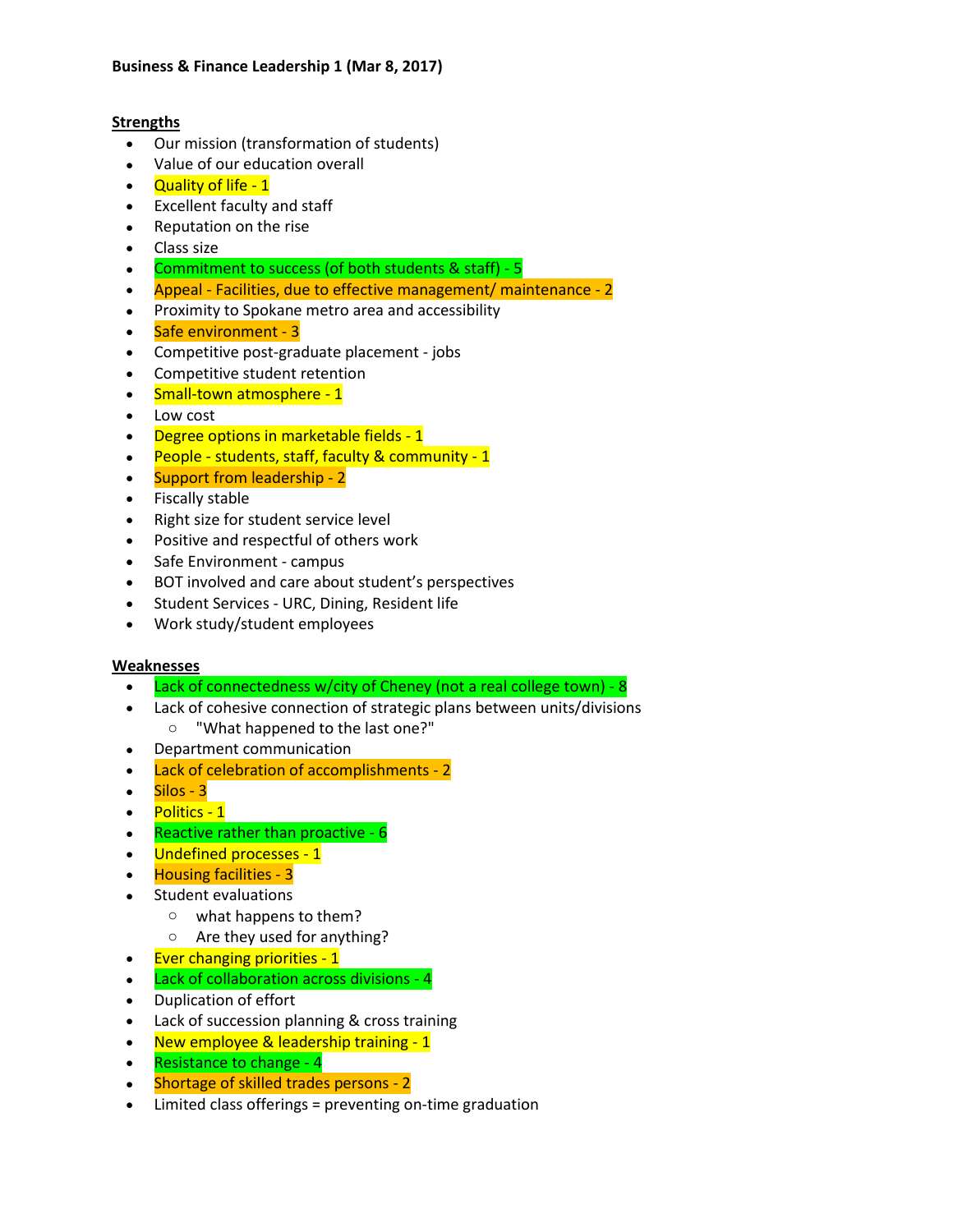**Business & Finance Leadership 1 (Mar 8, 2017)**

**Strengths**

- Our mission (transformation of students)
- Value of our education overall
- Quality of life - 1
- Excellent faculty and staff
- Reputation on the rise
- Class size
- Commitment to success (of both students & staff) - 5
- Appeal - Facilities, due to effective management/ maintenance - 2
- Proximity to Spokane metro area and accessibility
- Safe environment - 3
- Competitive post-graduate placement - jobs
- Competitive student retention
- Small-town atmosphere - 1
- Low cost
- Degree options in marketable fields - 1
- People - students, staff, faculty & community - 1
- Support from leadership - 2
- Fiscally stable
- Right size for student service level
- Positive and respectful of others work
- Safe Environment - campus
- BOT involved and care about student's perspectives
- Student Services - URC, Dining, Resident life
- Work study/student employees

**Weaknesses**

- Lack of connectedness w/city of Cheney (not a real college town) - 8
- Lack of cohesive connection of strategic plans between units/divisions
  - "What happened to the last one?"
- Department communication
- Lack of celebration of accomplishments - 2
- Silos - 3
- Politics - 1
- Reactive rather than proactive - 6
- Undefined processes - 1
- Housing facilities - 3
- Student evaluations
  - what happens to them?
  - Are they used for anything?
- Ever changing priorities - 1
- Lack of collaboration across divisions - 4
- Duplication of effort
- Lack of succession planning & cross training
- New employee & leadership training - 1
- Resistance to change - 4
- Shortage of skilled trades persons - 2
- Limited class offerings = preventing on-time graduation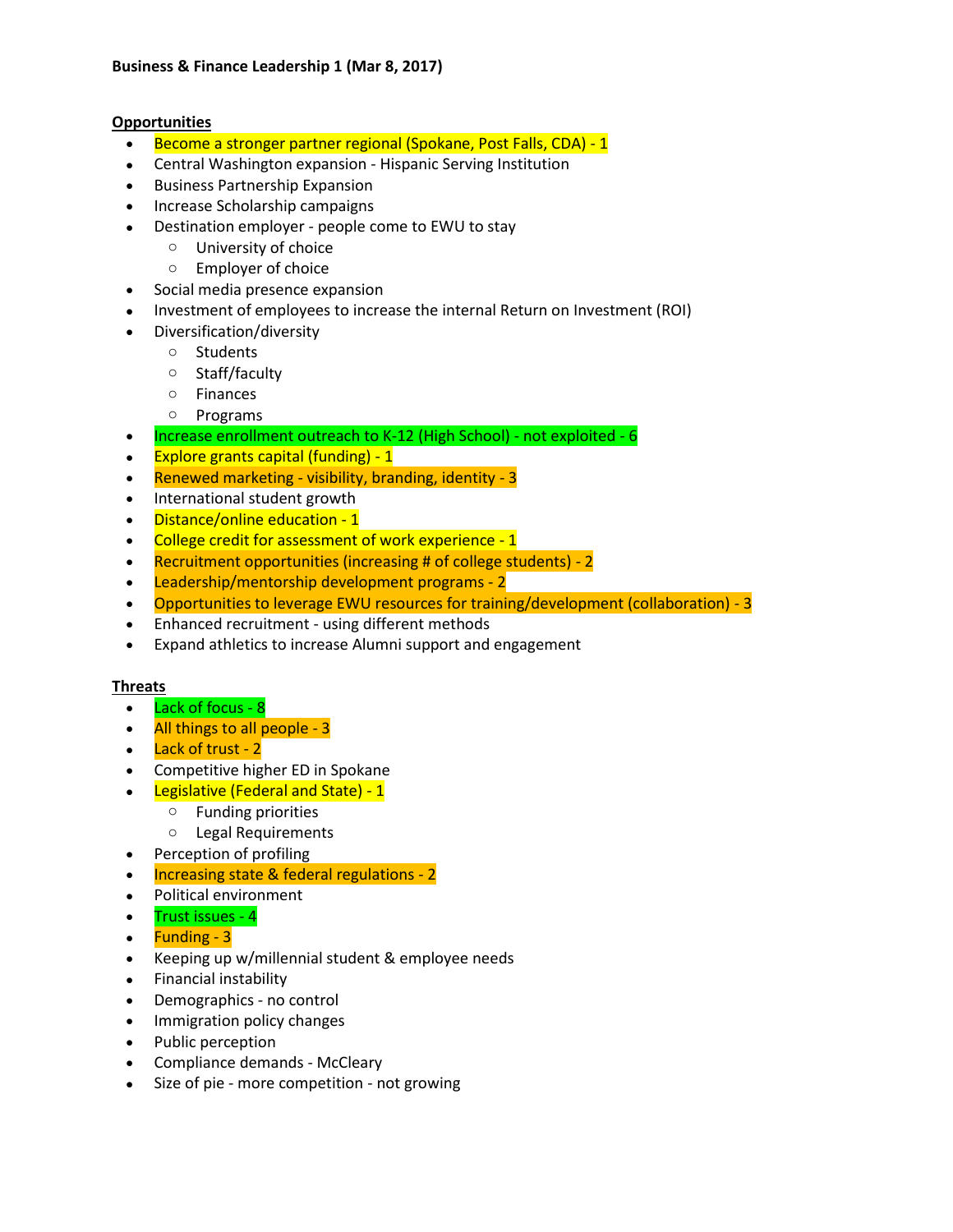**Business & Finance Leadership 1 (Mar 8, 2017)**

**Opportunities**

- Become a stronger partner regional (Spokane, Post Falls, CDA) - 1
- Central Washington expansion - Hispanic Serving Institution
- Business Partnership Expansion
- Increase Scholarship campaigns
- Destination employer - people come to EWU to stay
  - University of choice
  - Employer of choice
- Social media presence expansion
- Investment of employees to increase the internal Return on Investment (ROI)
- Diversification/diversity
  - Students
  - Staff/faculty
  - Finances
  - Programs
- Increase enrollment outreach to K-12 (High School) - not exploited - 6
- Explore grants capital (funding) - 1
- Renewed marketing - visibility, branding, identity - 3
- International student growth
- Distance/online education - 1
- College credit for assessment of work experience - 1
- Recruitment opportunities (increasing # of college students) - 2
- Leadership/mentorship development programs - 2
- Opportunities to leverage EWU resources for training/development (collaboration) - 3
- Enhanced recruitment - using different methods
- Expand athletics to increase Alumni support and engagement

**Threats**

- Lack of focus - 8
- All things to all people - 3
- Lack of trust - 2
- Competitive higher ED in Spokane
- Legislative (Federal and State) - 1
  - Funding priorities
  - Legal Requirements
- Perception of profiling
- Increasing state & federal regulations - 2
- Political environment
- Trust issues - 4
- Funding - 3
- Keeping up w/millennial student & employee needs
- Financial instability
- Demographics - no control
- Immigration policy changes
- Public perception
- Compliance demands - McCleary
- Size of pie - more competition - not growing